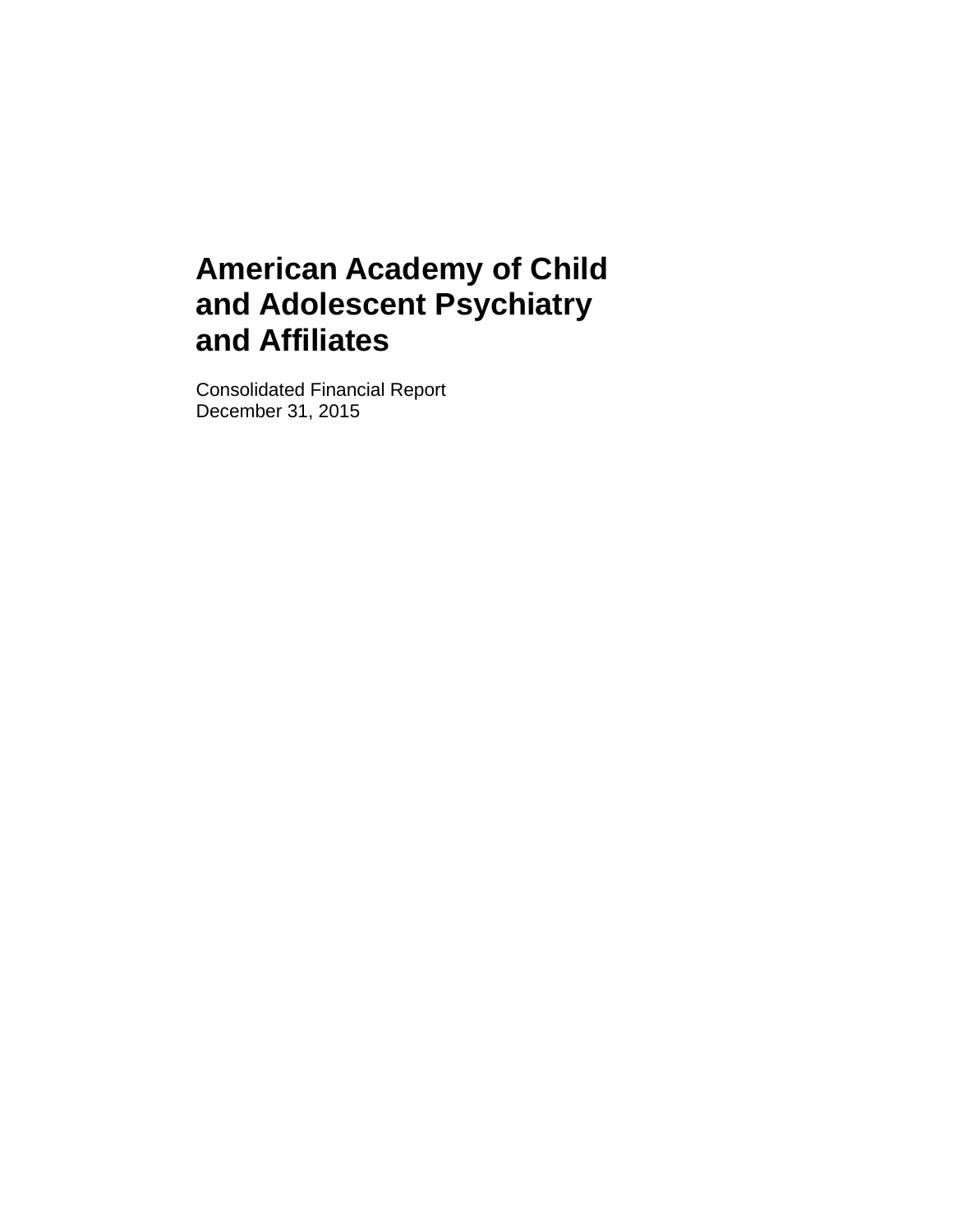# American Academy of Child and Adolescent Psychiatry and Affiliates

Consolidated Financial Report
December 31, 2015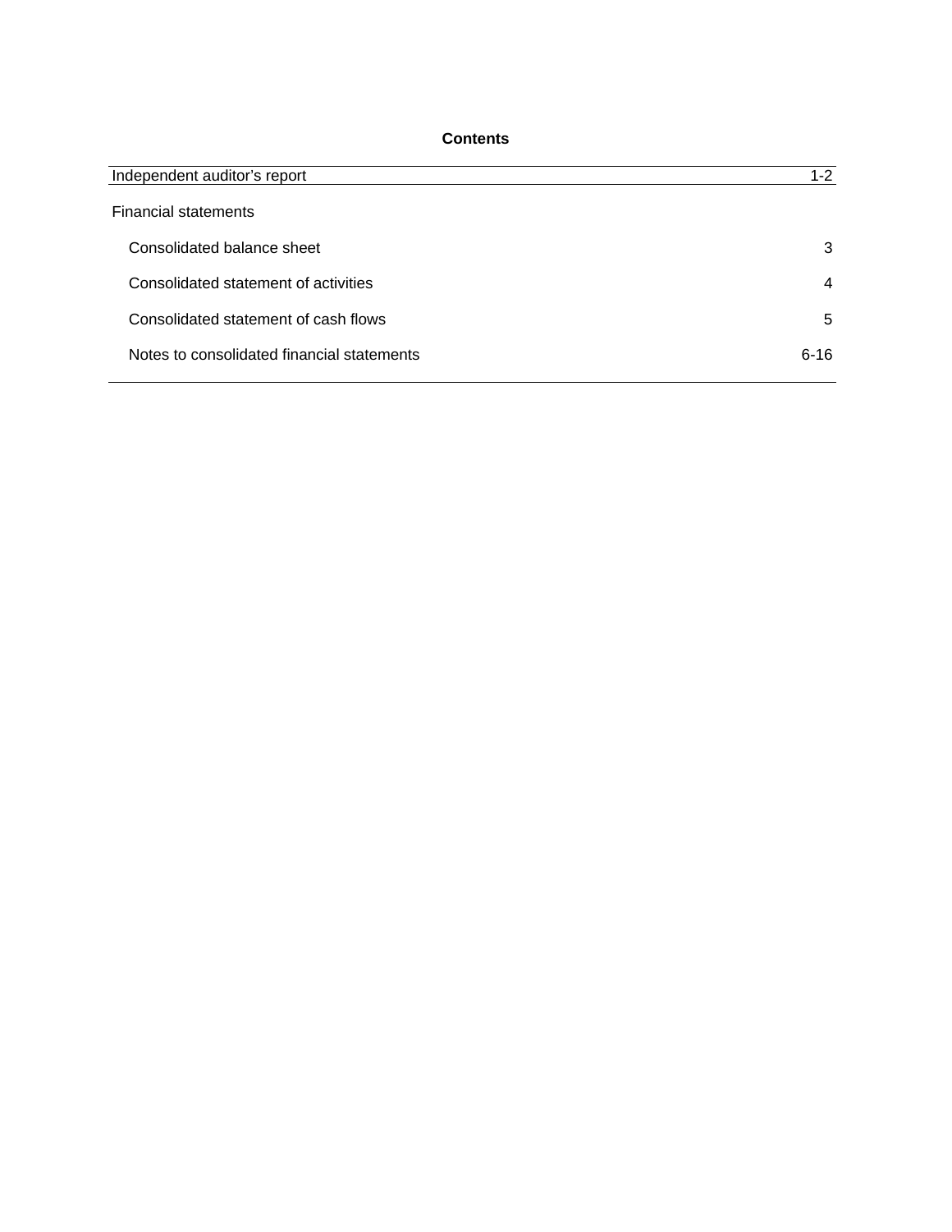## Contents

| | |
|---|---|
| Independent auditor's report | 1-2 |
| Financial statements | |
| Consolidated balance sheet | 3 |
| Consolidated statement of activities | 4 |
| Consolidated statement of cash flows | 5 |
| Notes to consolidated financial statements | 6-16 |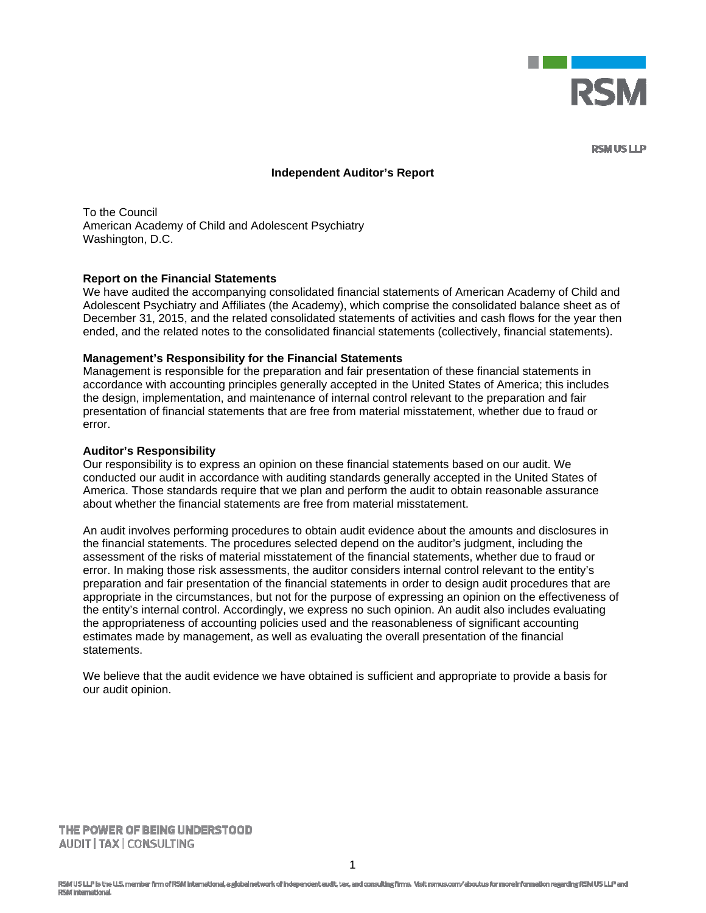RSM US LLP

# Independent Auditor's Report

To the Council
American Academy of Child and Adolescent Psychiatry
Washington, D.C.

## Report on the Financial Statements

We have audited the accompanying consolidated financial statements of American Academy of Child and Adolescent Psychiatry and Affiliates (the Academy), which comprise the consolidated balance sheet as of December 31, 2015, and the related consolidated statements of activities and cash flows for the year then ended, and the related notes to the consolidated financial statements (collectively, financial statements).

## Management's Responsibility for the Financial Statements

Management is responsible for the preparation and fair presentation of these financial statements in accordance with accounting principles generally accepted in the United States of America; this includes the design, implementation, and maintenance of internal control relevant to the preparation and fair presentation of financial statements that are free from material misstatement, whether due to fraud or error.

## Auditor's Responsibility

Our responsibility is to express an opinion on these financial statements based on our audit. We conducted our audit in accordance with auditing standards generally accepted in the United States of America. Those standards require that we plan and perform the audit to obtain reasonable assurance about whether the financial statements are free from material misstatement.

An audit involves performing procedures to obtain audit evidence about the amounts and disclosures in the financial statements. The procedures selected depend on the auditor's judgment, including the assessment of the risks of material misstatement of the financial statements, whether due to fraud or error. In making those risk assessments, the auditor considers internal control relevant to the entity's preparation and fair presentation of the financial statements in order to design audit procedures that are appropriate in the circumstances, but not for the purpose of expressing an opinion on the effectiveness of the entity's internal control. Accordingly, we express no such opinion. An audit also includes evaluating the appropriateness of accounting policies used and the reasonableness of significant accounting estimates made by management, as well as evaluating the overall presentation of the financial statements.

We believe that the audit evidence we have obtained is sufficient and appropriate to provide a basis for our audit opinion.

THE POWER OF BEING UNDERSTOOD
AUDIT | TAX | CONSULTING

RSM US LLP is the U.S. member firm of RSM International, a global network of independent audit, tax, and consulting firms. Visit rsmus.com/aboutus for more information regarding RSM US LLP and RSM International.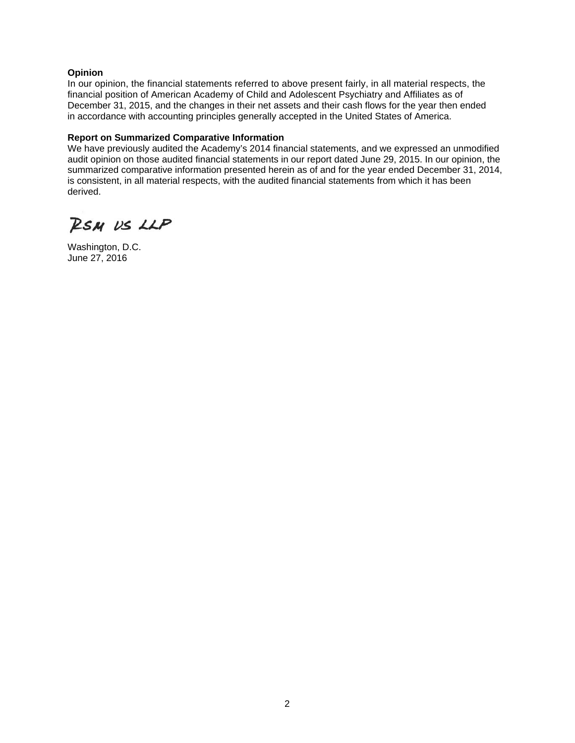**Opinion**

In our opinion, the financial statements referred to above present fairly, in all material respects, the financial position of American Academy of Child and Adolescent Psychiatry and Affiliates as of December 31, 2015, and the changes in their net assets and their cash flows for the year then ended in accordance with accounting principles generally accepted in the United States of America.

**Report on Summarized Comparative Information**

We have previously audited the Academy's 2014 financial statements, and we expressed an unmodified audit opinion on those audited financial statements in our report dated June 29, 2015. In our opinion, the summarized comparative information presented herein as of and for the year ended December 31, 2014, is consistent, in all material respects, with the audited financial statements from which it has been derived.

RSM US LLP

Washington, D.C.
June 27, 2016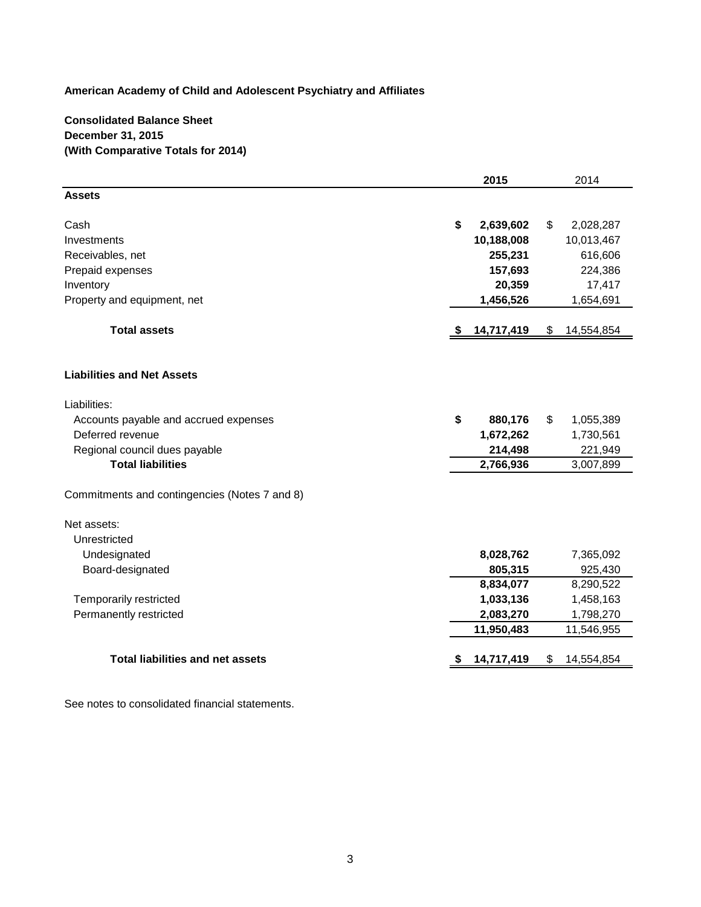**American Academy of Child and Adolescent Psychiatry and Affiliates**

**Consolidated Balance Sheet**
**December 31, 2015**
**(With Comparative Totals for 2014)**

| | **2015** | 2014 |
|---|---|---|
| **Assets** | | |
| Cash | **$ 2,639,602** | $ 2,028,287 |
| Investments | **10,188,008** | 10,013,467 |
| Receivables, net | **255,231** | 616,606 |
| Prepaid expenses | **157,693** | 224,386 |
| Inventory | **20,359** | 17,417 |
| Property and equipment, net | **1,456,526** | 1,654,691 |
| **Total assets** | **$ 14,717,419** | $ 14,554,854 |
| | | |
| **Liabilities and Net Assets** | | |
| Liabilities: | | |
| Accounts payable and accrued expenses | **$ 880,176** | $ 1,055,389 |
| Deferred revenue | **1,672,262** | 1,730,561 |
| Regional council dues payable | **214,498** | 221,949 |
| **Total liabilities** | **2,766,936** | 3,007,899 |
| Commitments and contingencies (Notes 7 and 8) | | |
| Net assets: | | |
| Unrestricted | | |
| Undesignated | **8,028,762** | 7,365,092 |
| Board-designated | **805,315** | 925,430 |
| | **8,834,077** | 8,290,522 |
| Temporarily restricted | **1,033,136** | 1,458,163 |
| Permanently restricted | **2,083,270** | 1,798,270 |
| | **11,950,483** | 11,546,955 |
| **Total liabilities and net assets** | **$ 14,717,419** | $ 14,554,854 |

See notes to consolidated financial statements.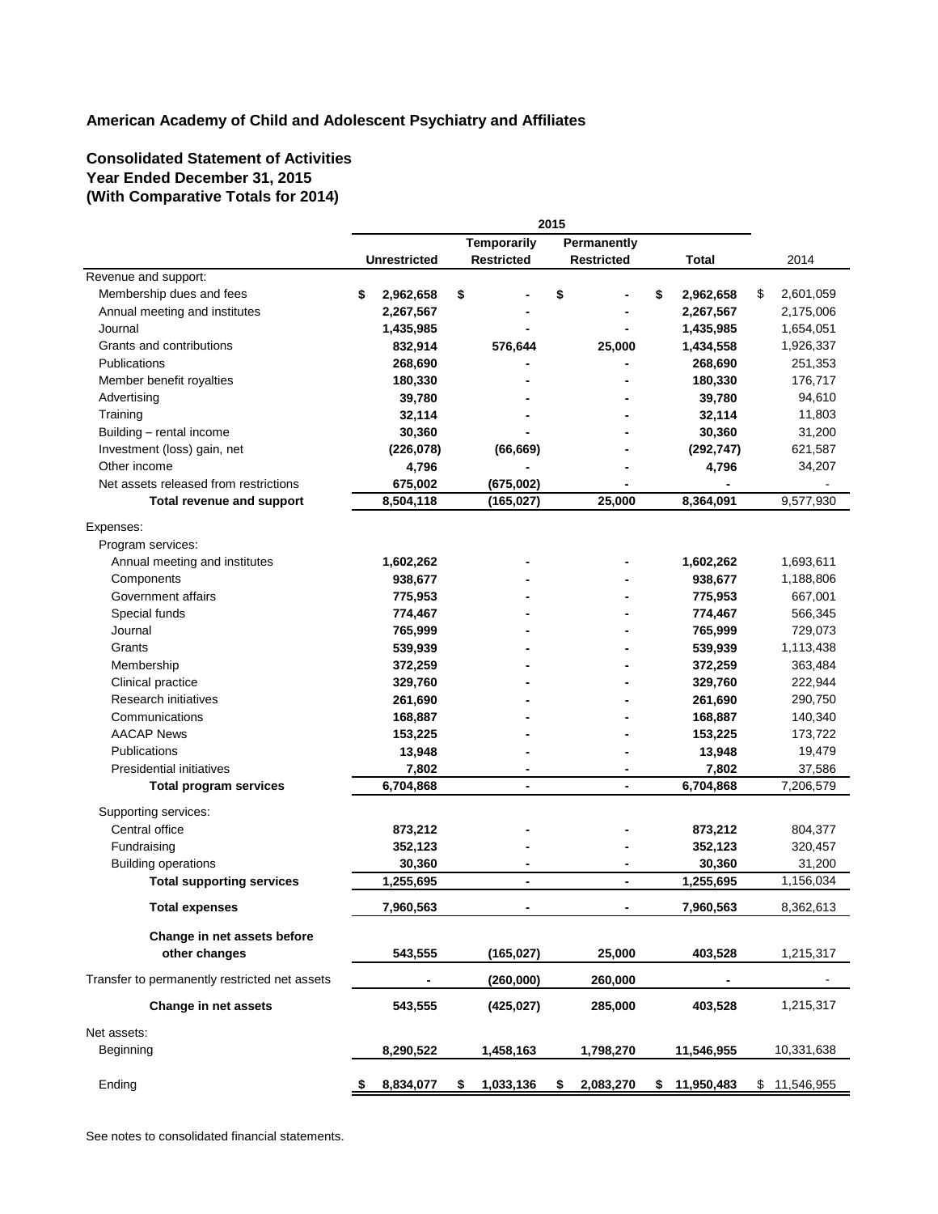**American Academy of Child and Adolescent Psychiatry and Affiliates**

**Consolidated Statement of Activities**
**Year Ended December 31, 2015**
**(With Comparative Totals for 2014)**

| | 2015 | | | | |
|---|---|---|---|---|---|
| | Unrestricted | Temporarily Restricted | Permanently Restricted | Total | 2014 |
| Revenue and support: | | | | | |
| Membership dues and fees | $ 2,962,658 | $ - | $ - | $ 2,962,658 | $ 2,601,059 |
| Annual meeting and institutes | 2,267,567 | - | - | 2,267,567 | 2,175,006 |
| Journal | 1,435,985 | - | - | 1,435,985 | 1,654,051 |
| Grants and contributions | 832,914 | 576,644 | 25,000 | 1,434,558 | 1,926,337 |
| Publications | 268,690 | - | - | 268,690 | 251,353 |
| Member benefit royalties | 180,330 | - | - | 180,330 | 176,717 |
| Advertising | 39,780 | - | - | 39,780 | 94,610 |
| Training | 32,114 | - | - | 32,114 | 11,803 |
| Building – rental income | 30,360 | - | - | 30,360 | 31,200 |
| Investment (loss) gain, net | (226,078) | (66,669) | - | (292,747) | 621,587 |
| Other income | 4,796 | - | - | 4,796 | 34,207 |
| Net assets released from restrictions | 675,002 | (675,002) | - | - | - |
| **Total revenue and support** | 8,504,118 | (165,027) | 25,000 | 8,364,091 | 9,577,930 |
| Expenses: | | | | | |
| Program services: | | | | | |
| Annual meeting and institutes | 1,602,262 | - | - | 1,602,262 | 1,693,611 |
| Components | 938,677 | - | - | 938,677 | 1,188,806 |
| Government affairs | 775,953 | - | - | 775,953 | 667,001 |
| Special funds | 774,467 | - | - | 774,467 | 566,345 |
| Journal | 765,999 | - | - | 765,999 | 729,073 |
| Grants | 539,939 | - | - | 539,939 | 1,113,438 |
| Membership | 372,259 | - | - | 372,259 | 363,484 |
| Clinical practice | 329,760 | - | - | 329,760 | 222,944 |
| Research initiatives | 261,690 | - | - | 261,690 | 290,750 |
| Communications | 168,887 | - | - | 168,887 | 140,340 |
| AACAP News | 153,225 | - | - | 153,225 | 173,722 |
| Publications | 13,948 | - | - | 13,948 | 19,479 |
| Presidential initiatives | 7,802 | - | - | 7,802 | 37,586 |
| **Total program services** | 6,704,868 | - | - | 6,704,868 | 7,206,579 |
| Supporting services: | | | | | |
| Central office | 873,212 | - | - | 873,212 | 804,377 |
| Fundraising | 352,123 | - | - | 352,123 | 320,457 |
| Building operations | 30,360 | - | - | 30,360 | 31,200 |
| **Total supporting services** | 1,255,695 | - | - | 1,255,695 | 1,156,034 |
| **Total expenses** | 7,960,563 | - | - | 7,960,563 | 8,362,613 |
| **Change in net assets before other changes** | 543,555 | (165,027) | 25,000 | 403,528 | 1,215,317 |
| Transfer to permanently restricted net assets | - | (260,000) | 260,000 | - | - |
| **Change in net assets** | 543,555 | (425,027) | 285,000 | 403,528 | 1,215,317 |
| Net assets: | | | | | |
| Beginning | 8,290,522 | 1,458,163 | 1,798,270 | 11,546,955 | 10,331,638 |
| Ending | $ 8,834,077 | $ 1,033,136 | $ 2,083,270 | $ 11,950,483 | $ 11,546,955 |

See notes to consolidated financial statements.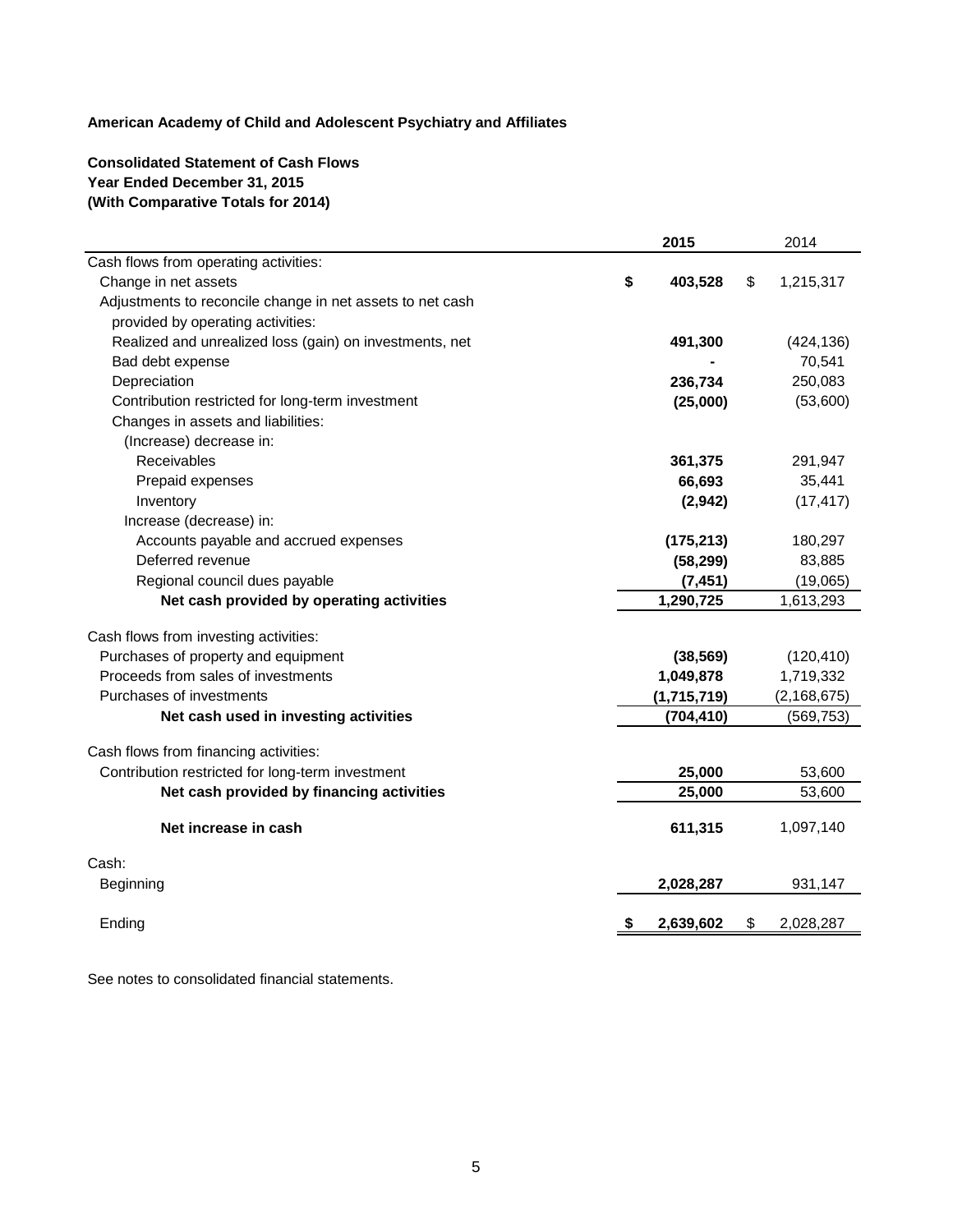**American Academy of Child and Adolescent Psychiatry and Affiliates**

**Consolidated Statement of Cash Flows**
**Year Ended December 31, 2015**
**(With Comparative Totals for 2014)**

| | 2015 | 2014 |
|---|---|---|
| Cash flows from operating activities: | | |
| Change in net assets | **$ 403,528** | $ 1,215,317 |
| Adjustments to reconcile change in net assets to net cash provided by operating activities: | | |
| Realized and unrealized loss (gain) on investments, net | **491,300** | (424,136) |
| Bad debt expense | **-** | 70,541 |
| Depreciation | **236,734** | 250,083 |
| Contribution restricted for long-term investment | **(25,000)** | (53,600) |
| Changes in assets and liabilities: | | |
| (Increase) decrease in: | | |
| Receivables | **361,375** | 291,947 |
| Prepaid expenses | **66,693** | 35,441 |
| Inventory | **(2,942)** | (17,417) |
| Increase (decrease) in: | | |
| Accounts payable and accrued expenses | **(175,213)** | 180,297 |
| Deferred revenue | **(58,299)** | 83,885 |
| Regional council dues payable | **(7,451)** | (19,065) |
| **Net cash provided by operating activities** | **1,290,725** | 1,613,293 |
| Cash flows from investing activities: | | |
| Purchases of property and equipment | **(38,569)** | (120,410) |
| Proceeds from sales of investments | **1,049,878** | 1,719,332 |
| Purchases of investments | **(1,715,719)** | (2,168,675) |
| **Net cash used in investing activities** | **(704,410)** | (569,753) |
| Cash flows from financing activities: | | |
| Contribution restricted for long-term investment | **25,000** | 53,600 |
| **Net cash provided by financing activities** | **25,000** | 53,600 |
| **Net increase in cash** | **611,315** | 1,097,140 |
| Cash: | | |
| Beginning | **2,028,287** | 931,147 |
| Ending | **$ 2,639,602** | $ 2,028,287 |

See notes to consolidated financial statements.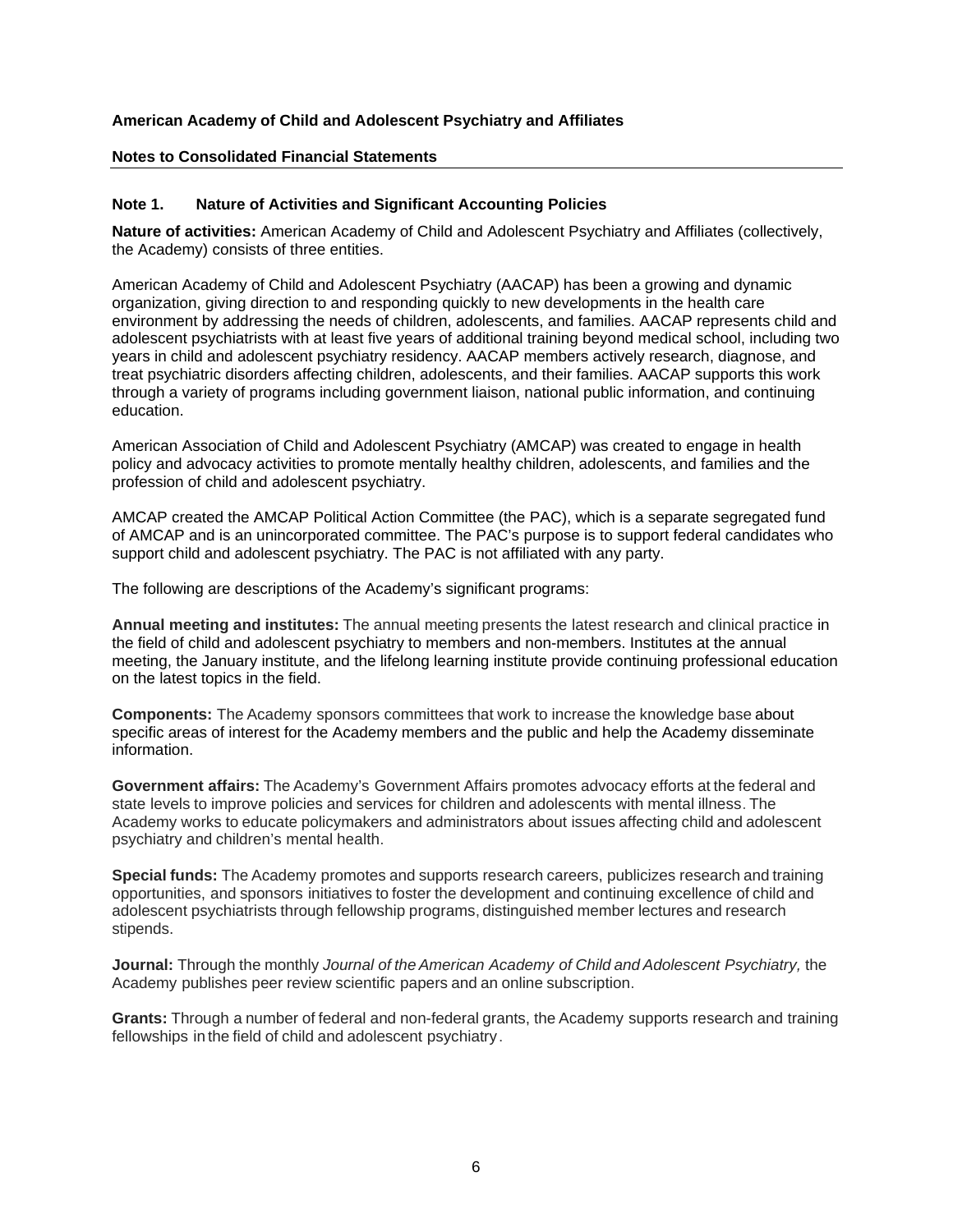**American Academy of Child and Adolescent Psychiatry and Affiliates**

**Notes to Consolidated Financial Statements**

### Note 1. Nature of Activities and Significant Accounting Policies

**Nature of activities:** American Academy of Child and Adolescent Psychiatry and Affiliates (collectively, the Academy) consists of three entities.

American Academy of Child and Adolescent Psychiatry (AACAP) has been a growing and dynamic organization, giving direction to and responding quickly to new developments in the health care environment by addressing the needs of children, adolescents, and families. AACAP represents child and adolescent psychiatrists with at least five years of additional training beyond medical school, including two years in child and adolescent psychiatry residency. AACAP members actively research, diagnose, and treat psychiatric disorders affecting children, adolescents, and their families. AACAP supports this work through a variety of programs including government liaison, national public information, and continuing education.

American Association of Child and Adolescent Psychiatry (AMCAP) was created to engage in health policy and advocacy activities to promote mentally healthy children, adolescents, and families and the profession of child and adolescent psychiatry.

AMCAP created the AMCAP Political Action Committee (the PAC), which is a separate segregated fund of AMCAP and is an unincorporated committee. The PAC's purpose is to support federal candidates who support child and adolescent psychiatry. The PAC is not affiliated with any party.

The following are descriptions of the Academy's significant programs:

**Annual meeting and institutes:** The annual meeting presents the latest research and clinical practice in the field of child and adolescent psychiatry to members and non-members. Institutes at the annual meeting, the January institute, and the lifelong learning institute provide continuing professional education on the latest topics in the field.

**Components:** The Academy sponsors committees that work to increase the knowledge base about specific areas of interest for the Academy members and the public and help the Academy disseminate information.

**Government affairs:** The Academy's Government Affairs promotes advocacy efforts at the federal and state levels to improve policies and services for children and adolescents with mental illness. The Academy works to educate policymakers and administrators about issues affecting child and adolescent psychiatry and children's mental health.

**Special funds:** The Academy promotes and supports research careers, publicizes research and training opportunities, and sponsors initiatives to foster the development and continuing excellence of child and adolescent psychiatrists through fellowship programs, distinguished member lectures and research stipends.

**Journal:** Through the monthly *Journal of the American Academy of Child and Adolescent Psychiatry,* the Academy publishes peer review scientific papers and an online subscription.

**Grants:** Through a number of federal and non-federal grants, the Academy supports research and training fellowships in the field of child and adolescent psychiatry.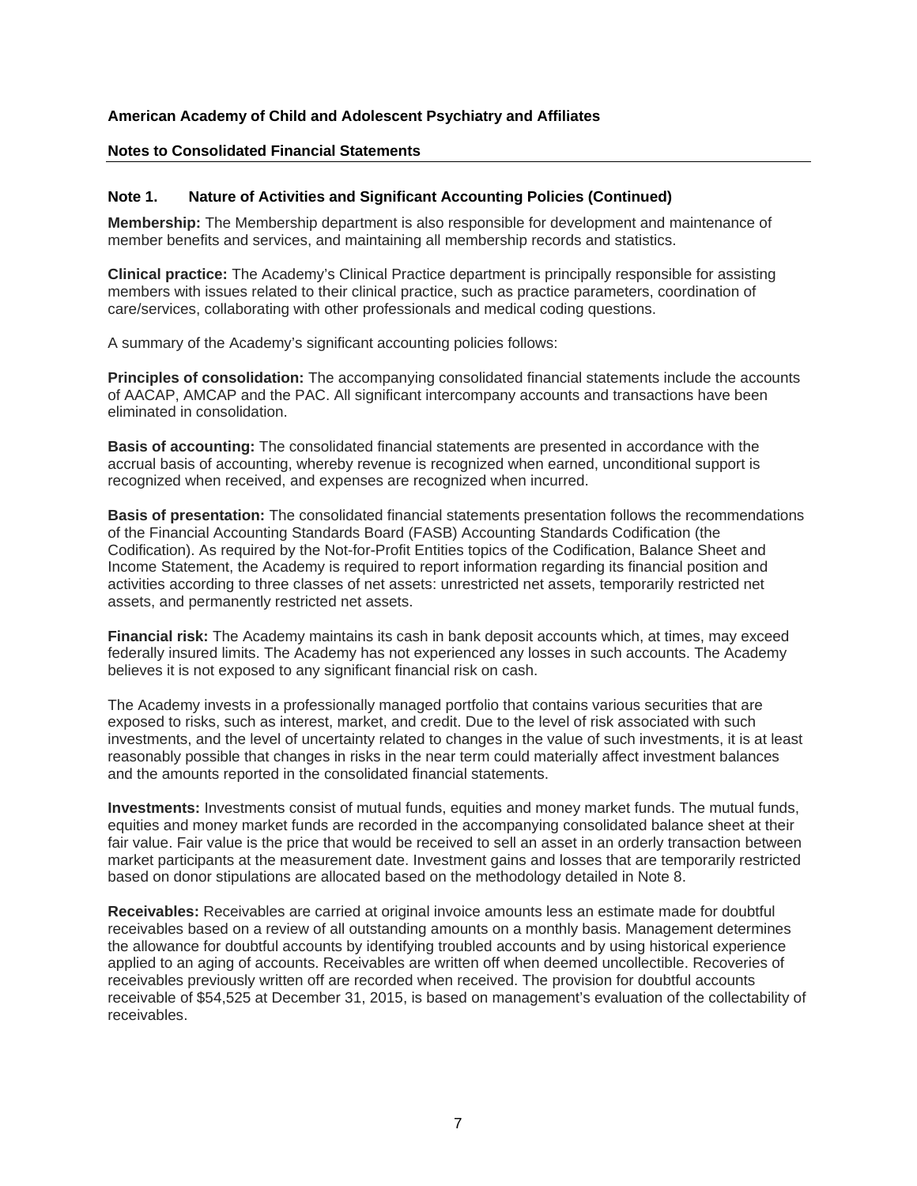**American Academy of Child and Adolescent Psychiatry and Affiliates**

**Notes to Consolidated Financial Statements**

**Note 1. Nature of Activities and Significant Accounting Policies (Continued)**

**Membership:** The Membership department is also responsible for development and maintenance of member benefits and services, and maintaining all membership records and statistics.

**Clinical practice:** The Academy's Clinical Practice department is principally responsible for assisting members with issues related to their clinical practice, such as practice parameters, coordination of care/services, collaborating with other professionals and medical coding questions.

A summary of the Academy's significant accounting policies follows:

**Principles of consolidation:** The accompanying consolidated financial statements include the accounts of AACAP, AMCAP and the PAC. All significant intercompany accounts and transactions have been eliminated in consolidation.

**Basis of accounting:** The consolidated financial statements are presented in accordance with the accrual basis of accounting, whereby revenue is recognized when earned, unconditional support is recognized when received, and expenses are recognized when incurred.

**Basis of presentation:** The consolidated financial statements presentation follows the recommendations of the Financial Accounting Standards Board (FASB) Accounting Standards Codification (the Codification). As required by the Not-for-Profit Entities topics of the Codification, Balance Sheet and Income Statement, the Academy is required to report information regarding its financial position and activities according to three classes of net assets: unrestricted net assets, temporarily restricted net assets, and permanently restricted net assets.

**Financial risk:** The Academy maintains its cash in bank deposit accounts which, at times, may exceed federally insured limits. The Academy has not experienced any losses in such accounts. The Academy believes it is not exposed to any significant financial risk on cash.

The Academy invests in a professionally managed portfolio that contains various securities that are exposed to risks, such as interest, market, and credit. Due to the level of risk associated with such investments, and the level of uncertainty related to changes in the value of such investments, it is at least reasonably possible that changes in risks in the near term could materially affect investment balances and the amounts reported in the consolidated financial statements.

**Investments:** Investments consist of mutual funds, equities and money market funds. The mutual funds, equities and money market funds are recorded in the accompanying consolidated balance sheet at their fair value. Fair value is the price that would be received to sell an asset in an orderly transaction between market participants at the measurement date. Investment gains and losses that are temporarily restricted based on donor stipulations are allocated based on the methodology detailed in Note 8.

**Receivables:** Receivables are carried at original invoice amounts less an estimate made for doubtful receivables based on a review of all outstanding amounts on a monthly basis. Management determines the allowance for doubtful accounts by identifying troubled accounts and by using historical experience applied to an aging of accounts. Receivables are written off when deemed uncollectible. Recoveries of receivables previously written off are recorded when received. The provision for doubtful accounts receivable of $54,525 at December 31, 2015, is based on management's evaluation of the collectability of receivables.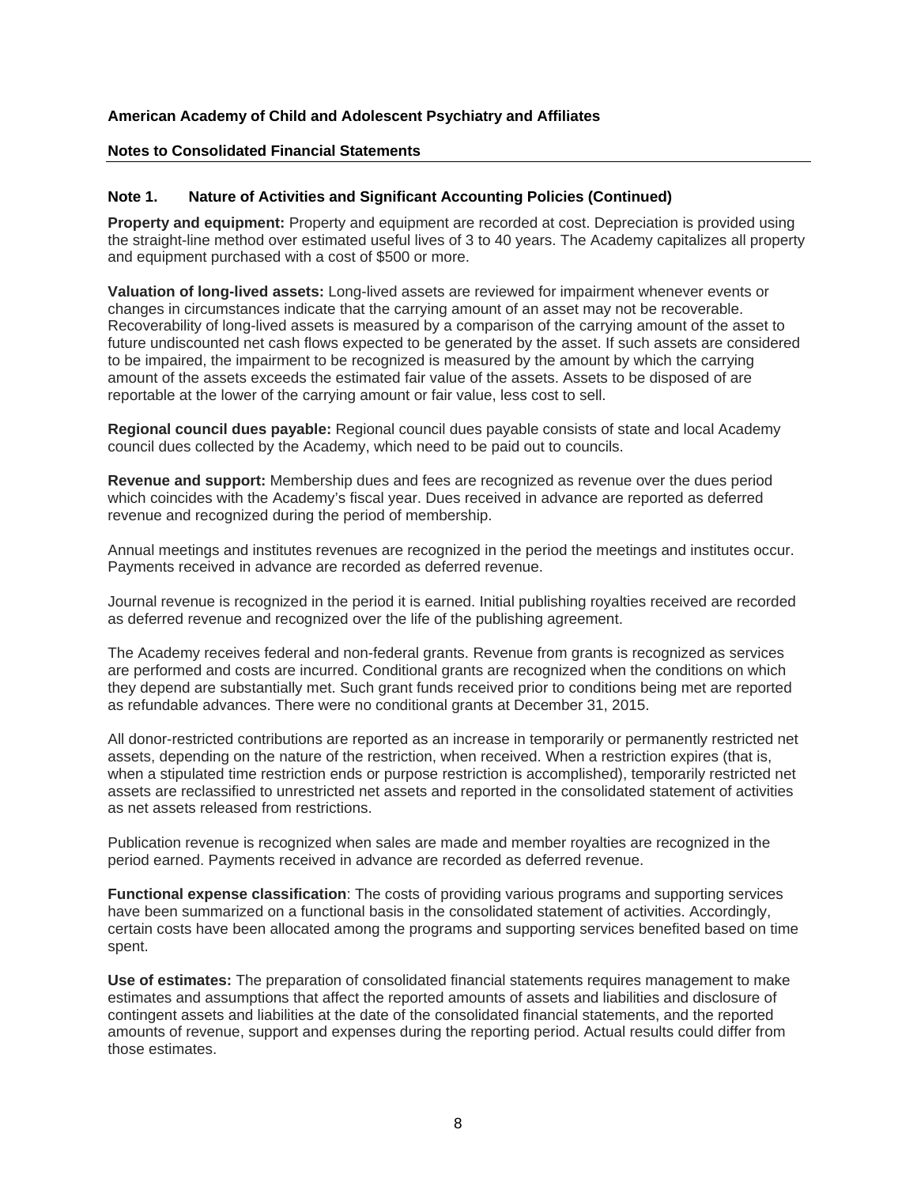**American Academy of Child and Adolescent Psychiatry and Affiliates**

**Notes to Consolidated Financial Statements**

## Note 1. Nature of Activities and Significant Accounting Policies (Continued)

**Property and equipment:** Property and equipment are recorded at cost. Depreciation is provided using the straight-line method over estimated useful lives of 3 to 40 years. The Academy capitalizes all property and equipment purchased with a cost of $500 or more.

**Valuation of long-lived assets:** Long-lived assets are reviewed for impairment whenever events or changes in circumstances indicate that the carrying amount of an asset may not be recoverable. Recoverability of long-lived assets is measured by a comparison of the carrying amount of the asset to future undiscounted net cash flows expected to be generated by the asset. If such assets are considered to be impaired, the impairment to be recognized is measured by the amount by which the carrying amount of the assets exceeds the estimated fair value of the assets. Assets to be disposed of are reportable at the lower of the carrying amount or fair value, less cost to sell.

**Regional council dues payable:** Regional council dues payable consists of state and local Academy council dues collected by the Academy, which need to be paid out to councils.

**Revenue and support:** Membership dues and fees are recognized as revenue over the dues period which coincides with the Academy's fiscal year. Dues received in advance are reported as deferred revenue and recognized during the period of membership.

Annual meetings and institutes revenues are recognized in the period the meetings and institutes occur. Payments received in advance are recorded as deferred revenue.

Journal revenue is recognized in the period it is earned. Initial publishing royalties received are recorded as deferred revenue and recognized over the life of the publishing agreement.

The Academy receives federal and non-federal grants. Revenue from grants is recognized as services are performed and costs are incurred. Conditional grants are recognized when the conditions on which they depend are substantially met. Such grant funds received prior to conditions being met are reported as refundable advances. There were no conditional grants at December 31, 2015.

All donor-restricted contributions are reported as an increase in temporarily or permanently restricted net assets, depending on the nature of the restriction, when received. When a restriction expires (that is, when a stipulated time restriction ends or purpose restriction is accomplished), temporarily restricted net assets are reclassified to unrestricted net assets and reported in the consolidated statement of activities as net assets released from restrictions.

Publication revenue is recognized when sales are made and member royalties are recognized in the period earned. Payments received in advance are recorded as deferred revenue.

**Functional expense classification**: The costs of providing various programs and supporting services have been summarized on a functional basis in the consolidated statement of activities. Accordingly, certain costs have been allocated among the programs and supporting services benefited based on time spent.

**Use of estimates:** The preparation of consolidated financial statements requires management to make estimates and assumptions that affect the reported amounts of assets and liabilities and disclosure of contingent assets and liabilities at the date of the consolidated financial statements, and the reported amounts of revenue, support and expenses during the reporting period. Actual results could differ from those estimates.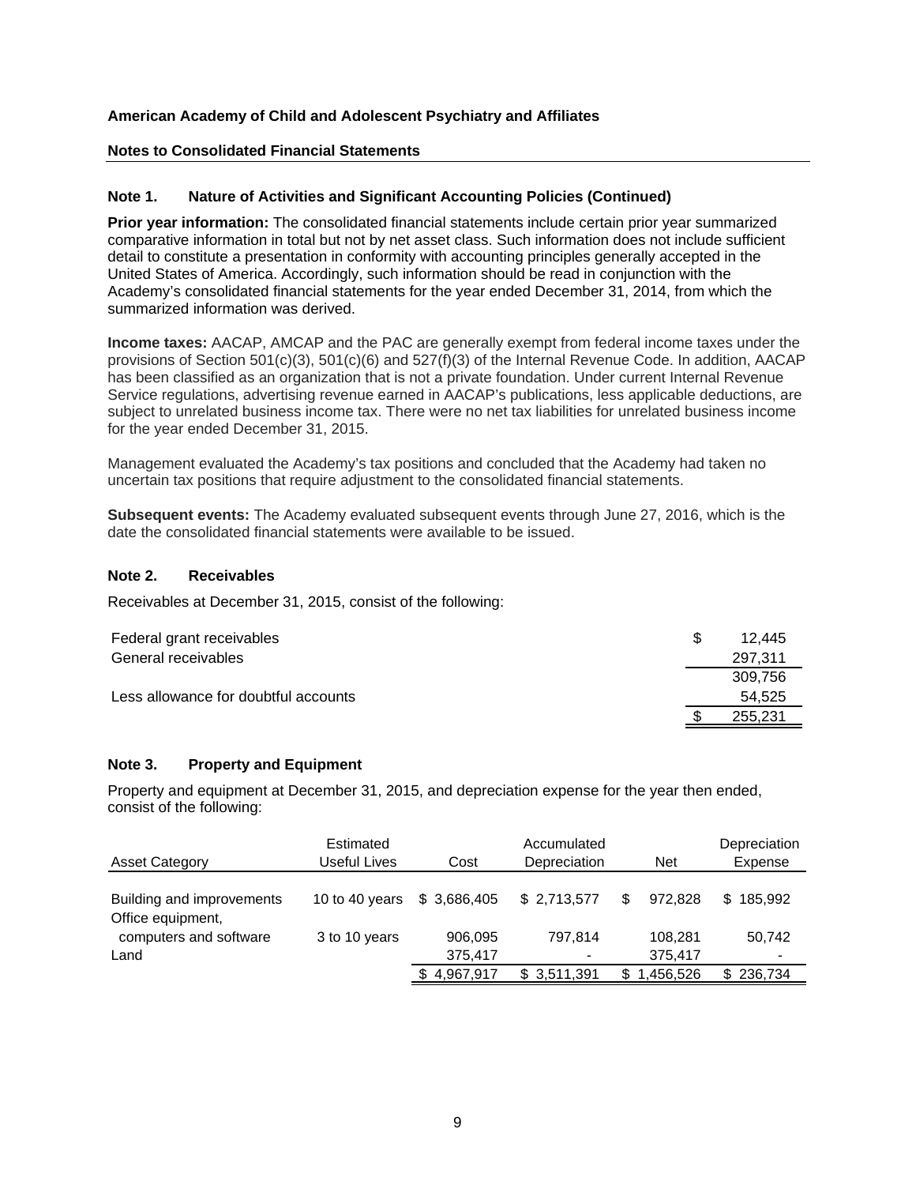**American Academy of Child and Adolescent Psychiatry and Affiliates**

**Notes to Consolidated Financial Statements**

### Note 1. Nature of Activities and Significant Accounting Policies (Continued)

**Prior year information:** The consolidated financial statements include certain prior year summarized comparative information in total but not by net asset class. Such information does not include sufficient detail to constitute a presentation in conformity with accounting principles generally accepted in the United States of America. Accordingly, such information should be read in conjunction with the Academy's consolidated financial statements for the year ended December 31, 2014, from which the summarized information was derived.

**Income taxes:** AACAP, AMCAP and the PAC are generally exempt from federal income taxes under the provisions of Section 501(c)(3), 501(c)(6) and 527(f)(3) of the Internal Revenue Code. In addition, AACAP has been classified as an organization that is not a private foundation. Under current Internal Revenue Service regulations, advertising revenue earned in AACAP's publications, less applicable deductions, are subject to unrelated business income tax. There were no net tax liabilities for unrelated business income for the year ended December 31, 2015.

Management evaluated the Academy's tax positions and concluded that the Academy had taken no uncertain tax positions that require adjustment to the consolidated financial statements.

**Subsequent events:** The Academy evaluated subsequent events through June 27, 2016, which is the date the consolidated financial statements were available to be issued.

### Note 2. Receivables

Receivables at December 31, 2015, consist of the following:

| | |
|---|---|
| Federal grant receivables | $ 12,445 |
| General receivables | 297,311 |
| | 309,756 |
| Less allowance for doubtful accounts | 54,525 |
| | $ 255,231 |

### Note 3. Property and Equipment

Property and equipment at December 31, 2015, and depreciation expense for the year then ended, consist of the following:

| Asset Category | Estimated Useful Lives | Cost | Accumulated Depreciation | Net | Depreciation Expense |
|---|---|---|---|---|---|
| Building and improvements | 10 to 40 years | $ 3,686,405 | $ 2,713,577 | $ 972,828 | $ 185,992 |
| Office equipment, computers and software | 3 to 10 years | 906,095 | 797,814 | 108,281 | 50,742 |
| Land | | 375,417 | - | 375,417 | - |
| | | $ 4,967,917 | $ 3,511,391 | $ 1,456,526 | $ 236,734 |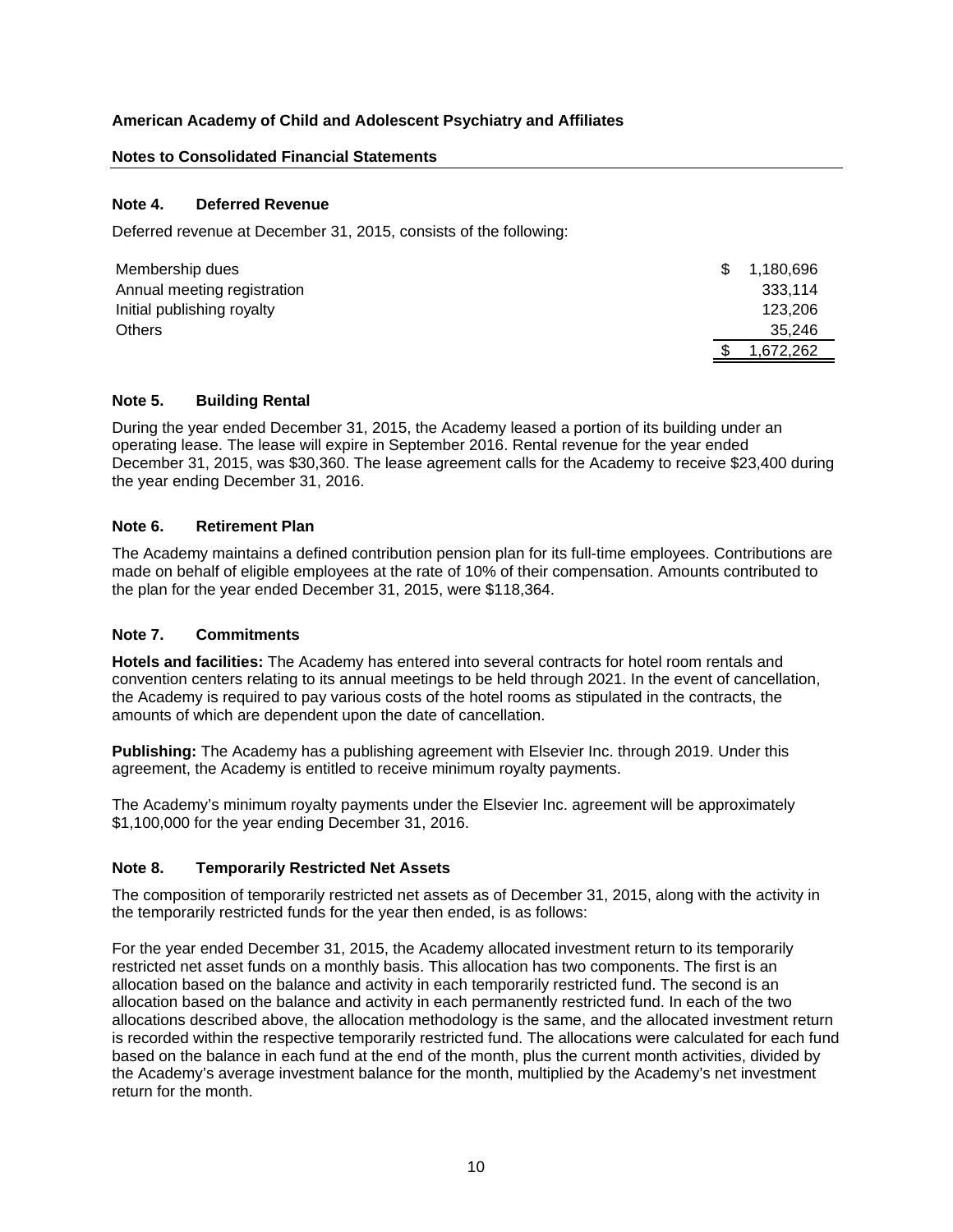**American Academy of Child and Adolescent Psychiatry and Affiliates**

**Notes to Consolidated Financial Statements**

## Note 4. Deferred Revenue

Deferred revenue at December 31, 2015, consists of the following:

| | |
|---|---|
| Membership dues | $ 1,180,696 |
| Annual meeting registration | 333,114 |
| Initial publishing royalty | 123,206 |
| Others | 35,246 |
| | $ 1,672,262 |

## Note 5. Building Rental

During the year ended December 31, 2015, the Academy leased a portion of its building under an operating lease. The lease will expire in September 2016. Rental revenue for the year ended December 31, 2015, was $30,360. The lease agreement calls for the Academy to receive $23,400 during the year ending December 31, 2016.

## Note 6. Retirement Plan

The Academy maintains a defined contribution pension plan for its full-time employees. Contributions are made on behalf of eligible employees at the rate of 10% of their compensation. Amounts contributed to the plan for the year ended December 31, 2015, were $118,364.

## Note 7. Commitments

**Hotels and facilities:** The Academy has entered into several contracts for hotel room rentals and convention centers relating to its annual meetings to be held through 2021. In the event of cancellation, the Academy is required to pay various costs of the hotel rooms as stipulated in the contracts, the amounts of which are dependent upon the date of cancellation.

**Publishing:** The Academy has a publishing agreement with Elsevier Inc. through 2019. Under this agreement, the Academy is entitled to receive minimum royalty payments.

The Academy's minimum royalty payments under the Elsevier Inc. agreement will be approximately $1,100,000 for the year ending December 31, 2016.

## Note 8. Temporarily Restricted Net Assets

The composition of temporarily restricted net assets as of December 31, 2015, along with the activity in the temporarily restricted funds for the year then ended, is as follows:

For the year ended December 31, 2015, the Academy allocated investment return to its temporarily restricted net asset funds on a monthly basis. This allocation has two components. The first is an allocation based on the balance and activity in each temporarily restricted fund. The second is an allocation based on the balance and activity in each permanently restricted fund. In each of the two allocations described above, the allocation methodology is the same, and the allocated investment return is recorded within the respective temporarily restricted fund. The allocations were calculated for each fund based on the balance in each fund at the end of the month, plus the current month activities, divided by the Academy's average investment balance for the month, multiplied by the Academy's net investment return for the month.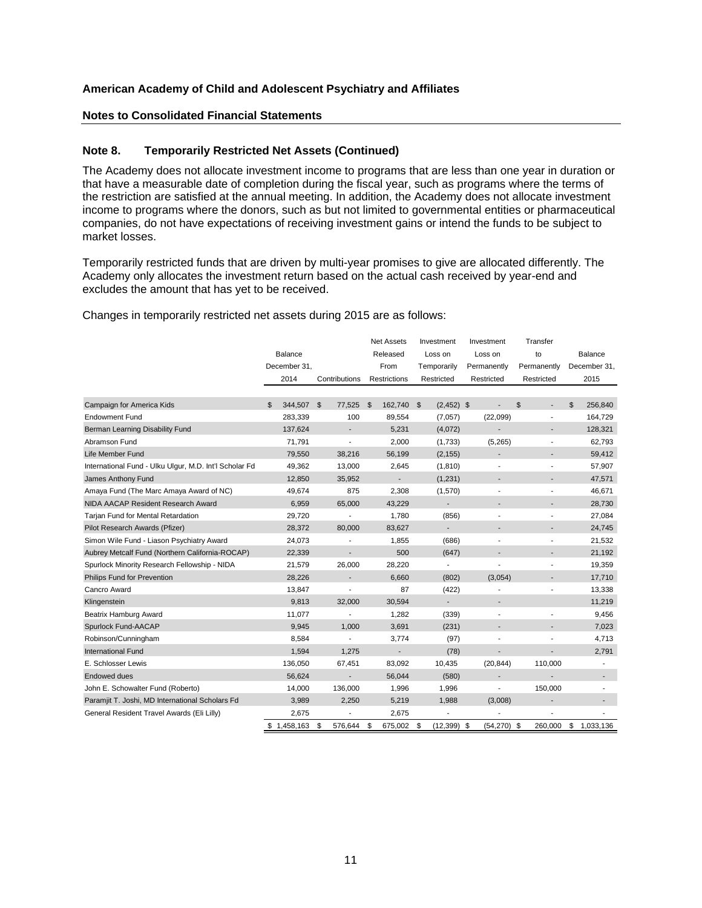**American Academy of Child and Adolescent Psychiatry and Affiliates**

**Notes to Consolidated Financial Statements**

### Note 8. Temporarily Restricted Net Assets (Continued)

The Academy does not allocate investment income to programs that are less than one year in duration or that have a measurable date of completion during the fiscal year, such as programs where the terms of the restriction are satisfied at the annual meeting. In addition, the Academy does not allocate investment income to programs where the donors, such as but not limited to governmental entities or pharmaceutical companies, do not have expectations of receiving investment gains or intend the funds to be subject to market losses.

Temporarily restricted funds that are driven by multi-year promises to give are allocated differently. The Academy only allocates the investment return based on the actual cash received by year-end and excludes the amount that has yet to be received.

Changes in temporarily restricted net assets during 2015 are as follows:

| | Balance December 31, 2014 | Contributions | Net Assets Released From Restrictions | Investment Loss on Temporarily Restricted | Investment Loss on Permanently Restricted | Transfer to Permanently Restricted | Balance December 31, 2015 |
|---|---|---|---|---|---|---|---|
| Campaign for America Kids | $ 344,507 | $ 77,525 | $ 162,740 | $ (2,452) | $ - | $ - | $ 256,840 |
| Endowment Fund | 283,339 | 100 | 89,554 | (7,057) | (22,099) | - | 164,729 |
| Berman Learning Disability Fund | 137,624 | - | 5,231 | (4,072) | - | - | 128,321 |
| Abramson Fund | 71,791 | - | 2,000 | (1,733) | (5,265) | - | 62,793 |
| Life Member Fund | 79,550 | 38,216 | 56,199 | (2,155) | - | - | 59,412 |
| International Fund - Ulku Ulgur, M.D. Int'l Scholar Fd | 49,362 | 13,000 | 2,645 | (1,810) | - | - | 57,907 |
| James Anthony Fund | 12,850 | 35,952 | - | (1,231) | - | - | 47,571 |
| Amaya Fund (The Marc Amaya Award of NC) | 49,674 | 875 | 2,308 | (1,570) | - | - | 46,671 |
| NIDA AACAP Resident Research Award | 6,959 | 65,000 | 43,229 | - | - | - | 28,730 |
| Tarjan Fund for Mental Retardation | 29,720 | - | 1,780 | (856) | - | - | 27,084 |
| Pilot Research Awards (Pfizer) | 28,372 | 80,000 | 83,627 | - | - | - | 24,745 |
| Simon Wile Fund - Liason Psychiatry Award | 24,073 | - | 1,855 | (686) | - | - | 21,532 |
| Aubrey Metcalf Fund (Northern California-ROCAP) | 22,339 | - | 500 | (647) | - | - | 21,192 |
| Spurlock Minority Research Fellowship - NIDA | 21,579 | 26,000 | 28,220 | - | - | - | 19,359 |
| Philips Fund for Prevention | 28,226 | - | 6,660 | (802) | (3,054) | - | 17,710 |
| Cancro Award | 13,847 | - | 87 | (422) | - | - | 13,338 |
| Klingenstein | 9,813 | 32,000 | 30,594 | - | - | - | 11,219 |
| Beatrix Hamburg Award | 11,077 | - | 1,282 | (339) | - | - | 9,456 |
| Spurlock Fund-AACAP | 9,945 | 1,000 | 3,691 | (231) | - | - | 7,023 |
| Robinson/Cunningham | 8,584 | - | 3,774 | (97) | - | - | 4,713 |
| International Fund | 1,594 | 1,275 | - | (78) | - | - | 2,791 |
| E. Schlosser Lewis | 136,050 | 67,451 | 83,092 | 10,435 | (20,844) | 110,000 | - |
| Endowed dues | 56,624 | - | 56,044 | (580) | - | - | - |
| John E. Schowalter Fund (Roberto) | 14,000 | 136,000 | 1,996 | 1,996 | - | 150,000 | - |
| Paramjit T. Joshi, MD International Scholars Fd | 3,989 | 2,250 | 5,219 | 1,988 | (3,008) | - | - |
| General Resident Travel Awards (Eli Lilly) | 2,675 | - | 2,675 | - | - | - | - |
| | $ 1,458,163 | $ 576,644 | $ 675,002 | $ (12,399) | $ (54,270) | $ 260,000 | $ 1,033,136 |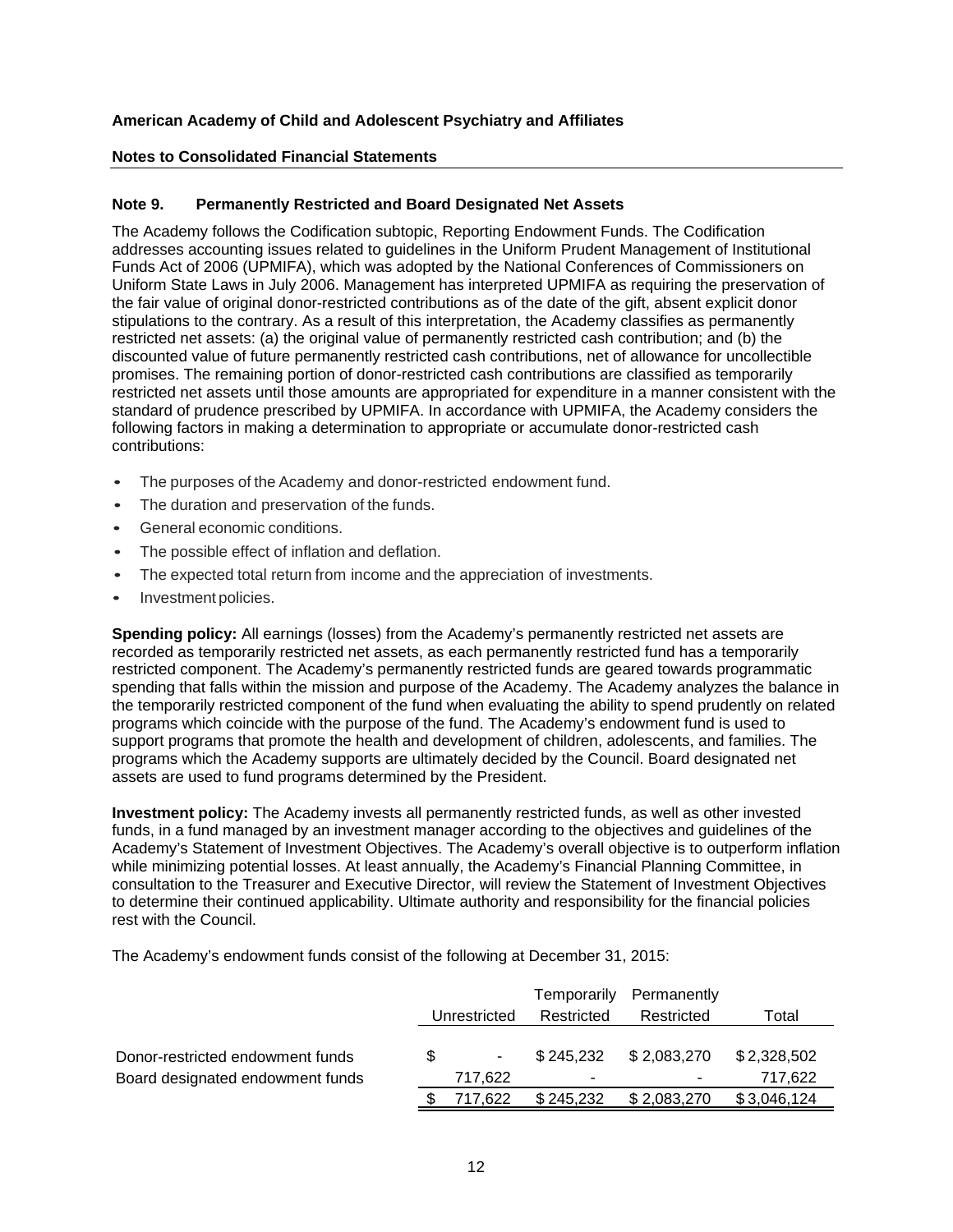**American Academy of Child and Adolescent Psychiatry and Affiliates**

**Notes to Consolidated Financial Statements**

## Note 9. Permanently Restricted and Board Designated Net Assets

The Academy follows the Codification subtopic, Reporting Endowment Funds. The Codification addresses accounting issues related to guidelines in the Uniform Prudent Management of Institutional Funds Act of 2006 (UPMIFA), which was adopted by the National Conferences of Commissioners on Uniform State Laws in July 2006. Management has interpreted UPMIFA as requiring the preservation of the fair value of original donor-restricted contributions as of the date of the gift, absent explicit donor stipulations to the contrary. As a result of this interpretation, the Academy classifies as permanently restricted net assets: (a) the original value of permanently restricted cash contribution; and (b) the discounted value of future permanently restricted cash contributions, net of allowance for uncollectible promises. The remaining portion of donor-restricted cash contributions are classified as temporarily restricted net assets until those amounts are appropriated for expenditure in a manner consistent with the standard of prudence prescribed by UPMIFA. In accordance with UPMIFA, the Academy considers the following factors in making a determination to appropriate or accumulate donor-restricted cash contributions:

- The purposes of the Academy and donor-restricted endowment fund.
- The duration and preservation of the funds.
- General economic conditions.
- The possible effect of inflation and deflation.
- The expected total return from income and the appreciation of investments.
- Investment policies.

**Spending policy:** All earnings (losses) from the Academy's permanently restricted net assets are recorded as temporarily restricted net assets, as each permanently restricted fund has a temporarily restricted component. The Academy's permanently restricted funds are geared towards programmatic spending that falls within the mission and purpose of the Academy. The Academy analyzes the balance in the temporarily restricted component of the fund when evaluating the ability to spend prudently on related programs which coincide with the purpose of the fund. The Academy's endowment fund is used to support programs that promote the health and development of children, adolescents, and families. The programs which the Academy supports are ultimately decided by the Council. Board designated net assets are used to fund programs determined by the President.

**Investment policy:** The Academy invests all permanently restricted funds, as well as other invested funds, in a fund managed by an investment manager according to the objectives and guidelines of the Academy's Statement of Investment Objectives. The Academy's overall objective is to outperform inflation while minimizing potential losses. At least annually, the Academy's Financial Planning Committee, in consultation to the Treasurer and Executive Director, will review the Statement of Investment Objectives to determine their continued applicability. Ultimate authority and responsibility for the financial policies rest with the Council.

The Academy's endowment funds consist of the following at December 31, 2015:

| | Unrestricted | Temporarily Restricted | Permanently Restricted | Total |
|---|---|---|---|---|
| Donor-restricted endowment funds | $ - | $ 245,232 | $ 2,083,270 | $ 2,328,502 |
| Board designated endowment funds | 717,622 | - | - | 717,622 |
| | $ 717,622 | $ 245,232 | $ 2,083,270 | $ 3,046,124 |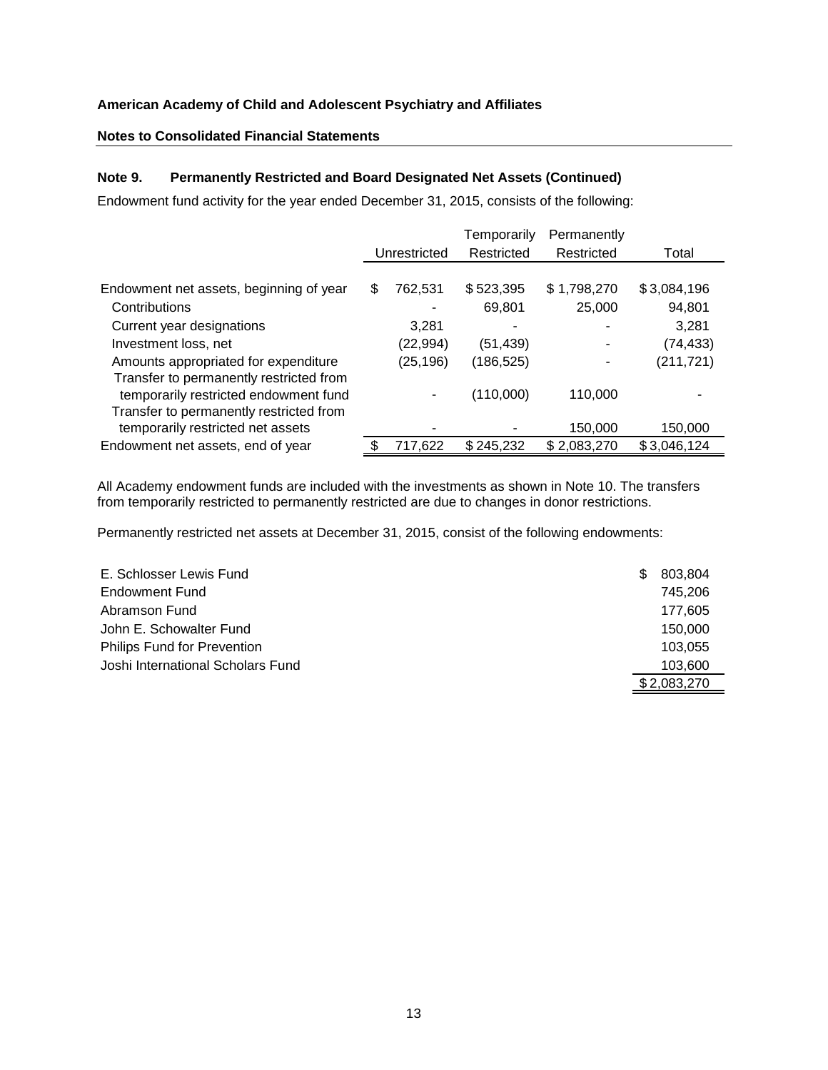**American Academy of Child and Adolescent Psychiatry and Affiliates**

**Notes to Consolidated Financial Statements**

### Note 9. Permanently Restricted and Board Designated Net Assets (Continued)

Endowment fund activity for the year ended December 31, 2015, consists of the following:

| | Unrestricted | Temporarily Restricted | Permanently Restricted | Total |
|---|---|---|---|---|
| Endowment net assets, beginning of year | $ 762,531 | $ 523,395 | $ 1,798,270 | $ 3,084,196 |
| Contributions | - | 69,801 | 25,000 | 94,801 |
| Current year designations | 3,281 | - | - | 3,281 |
| Investment loss, net | (22,994) | (51,439) | - | (74,433) |
| Amounts appropriated for expenditure | (25,196) | (186,525) | - | (211,721) |
| Transfer to permanently restricted from temporarily restricted endowment fund | - | (110,000) | 110,000 | - |
| Transfer to permanently restricted from temporarily restricted net assets | - | - | 150,000 | 150,000 |
| Endowment net assets, end of year | $ 717,622 | $ 245,232 | $ 2,083,270 | $ 3,046,124 |

All Academy endowment funds are included with the investments as shown in Note 10. The transfers from temporarily restricted to permanently restricted are due to changes in donor restrictions.

Permanently restricted net assets at December 31, 2015, consist of the following endowments:

| | |
|---|---|
| E. Schlosser Lewis Fund | $ 803,804 |
| Endowment Fund | 745,206 |
| Abramson Fund | 177,605 |
| John E. Schowalter Fund | 150,000 |
| Philips Fund for Prevention | 103,055 |
| Joshi International Scholars Fund | 103,600 |
| | $ 2,083,270 |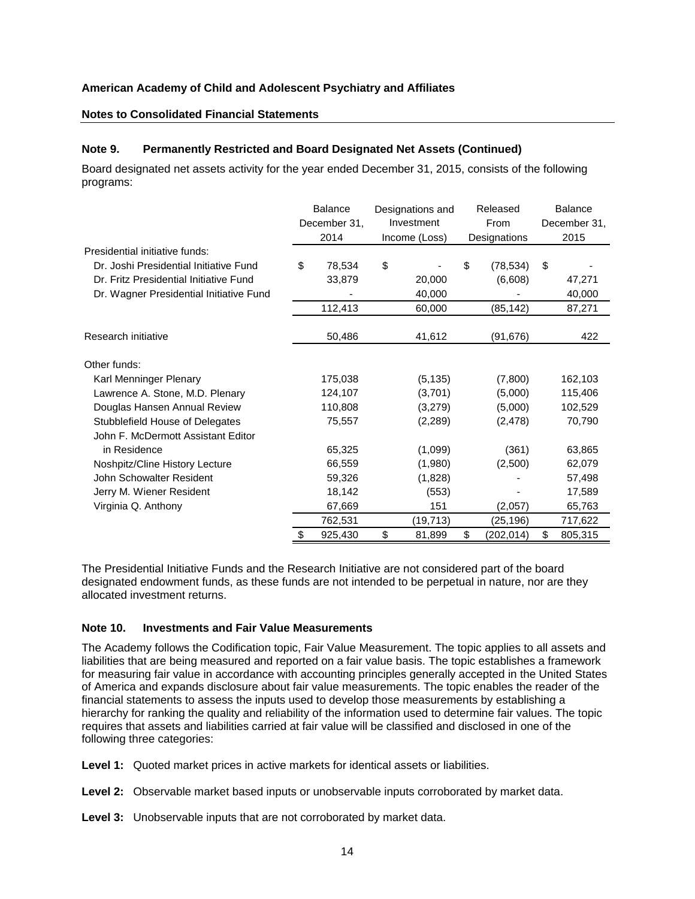**American Academy of Child and Adolescent Psychiatry and Affiliates**

**Notes to Consolidated Financial Statements**

### Note 9. Permanently Restricted and Board Designated Net Assets (Continued)

Board designated net assets activity for the year ended December 31, 2015, consists of the following programs:

| | Balance December 31, 2014 | Designations and Investment Income (Loss) | Released From Designations | Balance December 31, 2015 |
|---|---|---|---|---|
| Presidential initiative funds: | | | | |
| Dr. Joshi Presidential Initiative Fund | $ 78,534 | $ - | $ (78,534) | $ - |
| Dr. Fritz Presidential Initiative Fund | 33,879 | 20,000 | (6,608) | 47,271 |
| Dr. Wagner Presidential Initiative Fund | - | 40,000 | - | 40,000 |
| | 112,413 | 60,000 | (85,142) | 87,271 |
| Research initiative | 50,486 | 41,612 | (91,676) | 422 |
| Other funds: | | | | |
| Karl Menninger Plenary | 175,038 | (5,135) | (7,800) | 162,103 |
| Lawrence A. Stone, M.D. Plenary | 124,107 | (3,701) | (5,000) | 115,406 |
| Douglas Hansen Annual Review | 110,808 | (3,279) | (5,000) | 102,529 |
| Stubblefield House of Delegates | 75,557 | (2,289) | (2,478) | 70,790 |
| John F. McDermott Assistant Editor in Residence | 65,325 | (1,099) | (361) | 63,865 |
| Noshpitz/Cline History Lecture | 66,559 | (1,980) | (2,500) | 62,079 |
| John Schowalter Resident | 59,326 | (1,828) | - | 57,498 |
| Jerry M. Wiener Resident | 18,142 | (553) | - | 17,589 |
| Virginia Q. Anthony | 67,669 | 151 | (2,057) | 65,763 |
| | 762,531 | (19,713) | (25,196) | 717,622 |
| | $ 925,430 | $ 81,899 | $ (202,014) | $ 805,315 |

The Presidential Initiative Funds and the Research Initiative are not considered part of the board designated endowment funds, as these funds are not intended to be perpetual in nature, nor are they allocated investment returns.

### Note 10. Investments and Fair Value Measurements

The Academy follows the Codification topic, Fair Value Measurement. The topic applies to all assets and liabilities that are being measured and reported on a fair value basis. The topic establishes a framework for measuring fair value in accordance with accounting principles generally accepted in the United States of America and expands disclosure about fair value measurements. The topic enables the reader of the financial statements to assess the inputs used to develop those measurements by establishing a hierarchy for ranking the quality and reliability of the information used to determine fair values. The topic requires that assets and liabilities carried at fair value will be classified and disclosed in one of the following three categories:

**Level 1:** Quoted market prices in active markets for identical assets or liabilities.

**Level 2:** Observable market based inputs or unobservable inputs corroborated by market data.

**Level 3:** Unobservable inputs that are not corroborated by market data.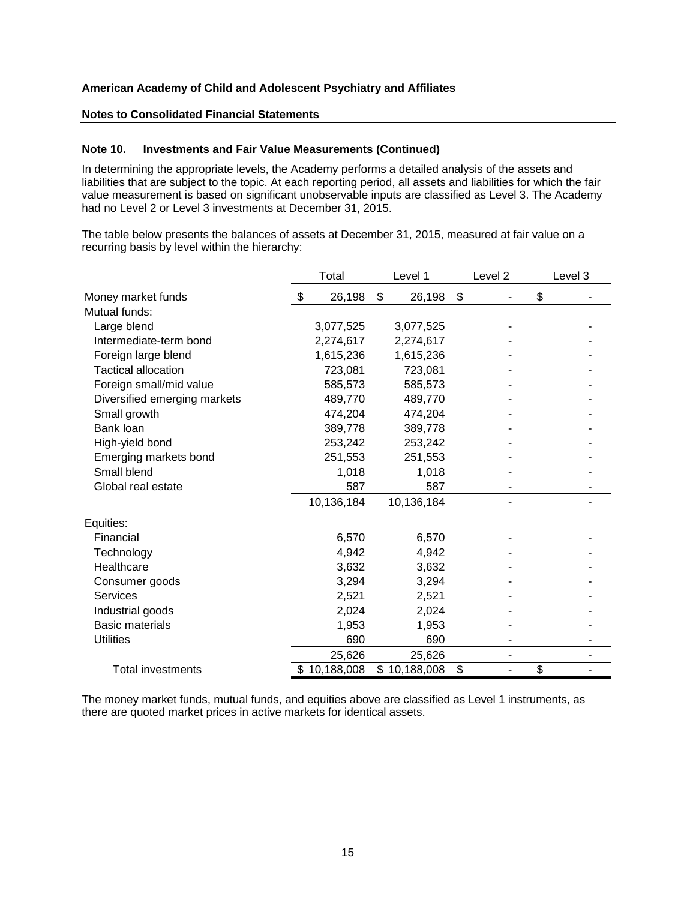**American Academy of Child and Adolescent Psychiatry and Affiliates**

**Notes to Consolidated Financial Statements**

### Note 10. Investments and Fair Value Measurements (Continued)

In determining the appropriate levels, the Academy performs a detailed analysis of the assets and liabilities that are subject to the topic. At each reporting period, all assets and liabilities for which the fair value measurement is based on significant unobservable inputs are classified as Level 3. The Academy had no Level 2 or Level 3 investments at December 31, 2015.

The table below presents the balances of assets at December 31, 2015, measured at fair value on a recurring basis by level within the hierarchy:

| | Total | Level 1 | Level 2 | Level 3 |
|---|---|---|---|---|
| Money market funds | $ 26,198 | $ 26,198 | $ - | $ - |
| Mutual funds: | | | | |
| Large blend | 3,077,525 | 3,077,525 | - | - |
| Intermediate-term bond | 2,274,617 | 2,274,617 | - | - |
| Foreign large blend | 1,615,236 | 1,615,236 | - | - |
| Tactical allocation | 723,081 | 723,081 | - | - |
| Foreign small/mid value | 585,573 | 585,573 | - | - |
| Diversified emerging markets | 489,770 | 489,770 | - | - |
| Small growth | 474,204 | 474,204 | - | - |
| Bank loan | 389,778 | 389,778 | - | - |
| High-yield bond | 253,242 | 253,242 | - | - |
| Emerging markets bond | 251,553 | 251,553 | - | - |
| Small blend | 1,018 | 1,018 | - | - |
| Global real estate | 587 | 587 | - | - |
| | 10,136,184 | 10,136,184 | - | - |
| Equities: | | | | |
| Financial | 6,570 | 6,570 | - | - |
| Technology | 4,942 | 4,942 | - | - |
| Healthcare | 3,632 | 3,632 | - | - |
| Consumer goods | 3,294 | 3,294 | - | - |
| Services | 2,521 | 2,521 | - | - |
| Industrial goods | 2,024 | 2,024 | - | - |
| Basic materials | 1,953 | 1,953 | - | - |
| Utilities | 690 | 690 | - | - |
| | 25,626 | 25,626 | - | - |
| Total investments | $ 10,188,008 | $ 10,188,008 | $ - | $ - |

The money market funds, mutual funds, and equities above are classified as Level 1 instruments, as there are quoted market prices in active markets for identical assets.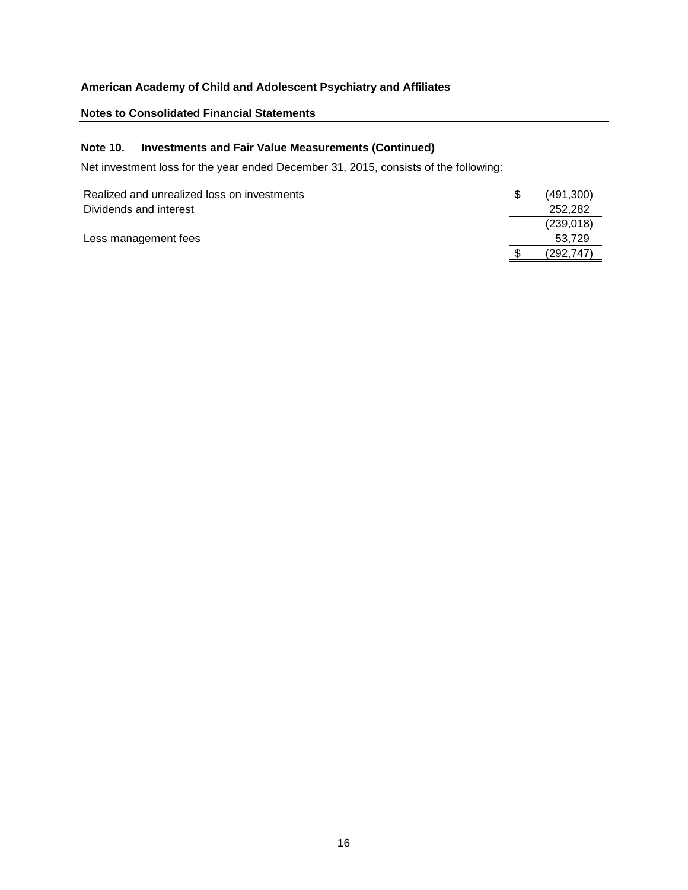**American Academy of Child and Adolescent Psychiatry and Affiliates**

**Notes to Consolidated Financial Statements**

### Note 10. Investments and Fair Value Measurements (Continued)

Net investment loss for the year ended December 31, 2015, consists of the following:

| | | |
|---|---|---|
| Realized and unrealized loss on investments | $ | (491,300) |
| Dividends and interest | | 252,282 |
| | | (239,018) |
| Less management fees | | 53,729 |
| | $ | (292,747) |